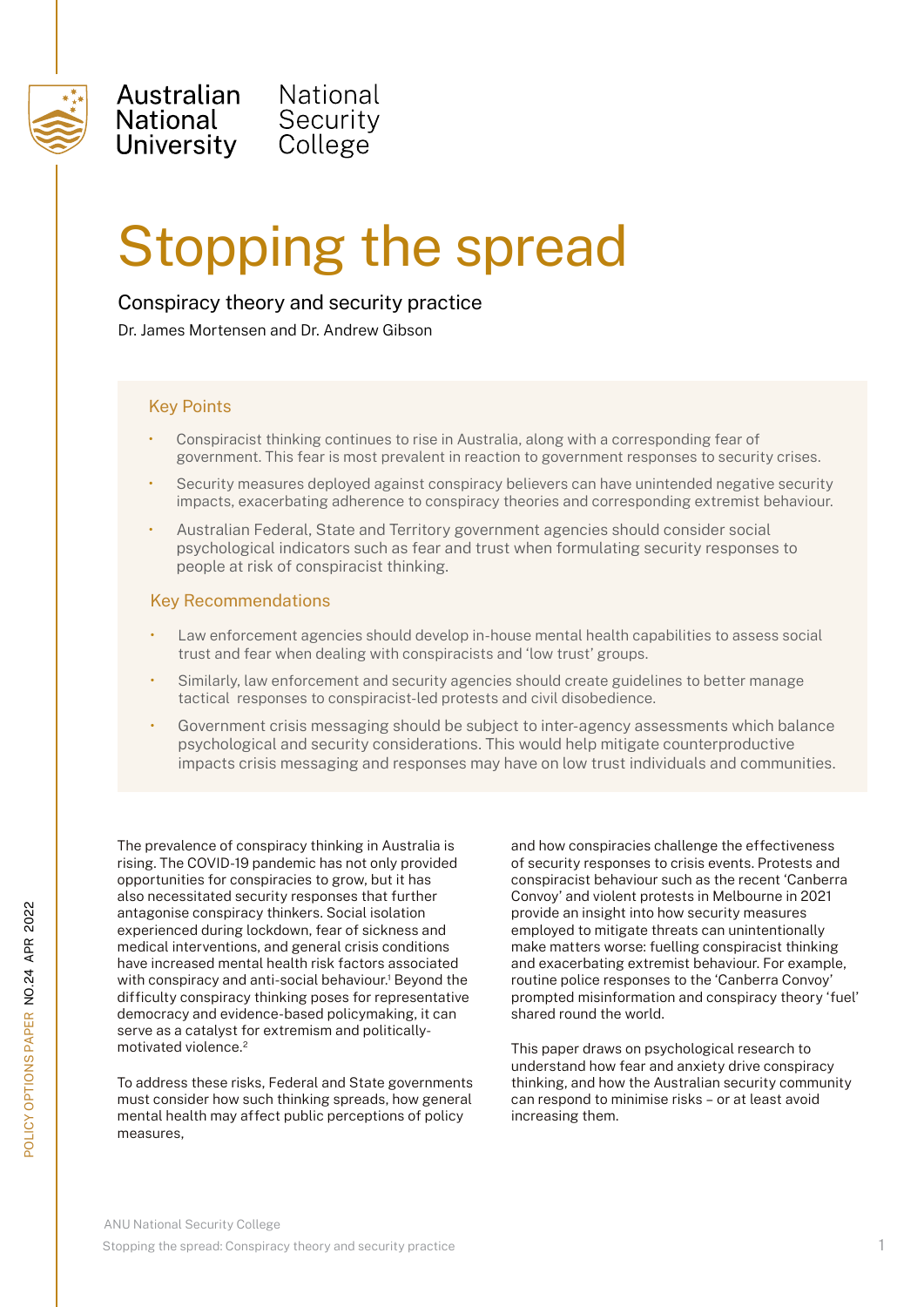Australian National University | National Security College

# Stopping the spread

## Conspiracy theory and security practice

Dr. James Mortensen and Dr. Andrew Gibson

### Key Points

- Conspiracist thinking continues to rise in Australia, along with a corresponding fear of government. This fear is most prevalent in reaction to government responses to security crises.
- Security measures deployed against conspiracy believers can have unintended negative security impacts, exacerbating adherence to conspiracy theories and corresponding extremist behaviour.
- Australian Federal, State and Territory government agencies should consider social psychological indicators such as fear and trust when formulating security responses to people at risk of conspiracist thinking.

### Key Recommendations

- Law enforcement agencies should develop in-house mental health capabilities to assess social trust and fear when dealing with conspiracists and 'low trust' groups.
- Similarly, law enforcement and security agencies should create guidelines to better manage tactical responses to conspiracist-led protests and civil disobedience.
- Government crisis messaging should be subject to inter-agency assessments which balance psychological and security considerations. This would help mitigate counterproductive impacts crisis messaging and responses may have on low trust individuals and communities.

The prevalence of conspiracy thinking in Australia is rising. The COVID-19 pandemic has not only provided opportunities for conspiracies to grow, but it has also necessitated security responses that further antagonise conspiracy thinkers. Social isolation experienced during lockdown, fear of sickness and medical interventions, and general crisis conditions have increased mental health risk factors associated with conspiracy and anti-social behaviour.[1] Beyond the difficulty conspiracy thinking poses for representative democracy and evidence-based policymaking, it can serve as a catalyst for extremism and politically-motivated violence.[2]

To address these risks, Federal and State governments must consider how such thinking spreads, how general mental health may affect public perceptions of policy measures, and how conspiracies challenge the effectiveness of security responses to crisis events. Protests and conspiracist behaviour such as the recent 'Canberra Convoy' and violent protests in Melbourne in 2021 provide an insight into how security measures employed to mitigate threats can unintentionally make matters worse: fuelling conspiracist thinking and exacerbating extremist behaviour. For example, routine police responses to the 'Canberra Convoy' prompted misinformation and conspiracy theory 'fuel' shared round the world.

This paper draws on psychological research to understand how fear and anxiety drive conspiracy thinking, and how the Australian security community can respond to minimise risks – or at least avoid increasing them.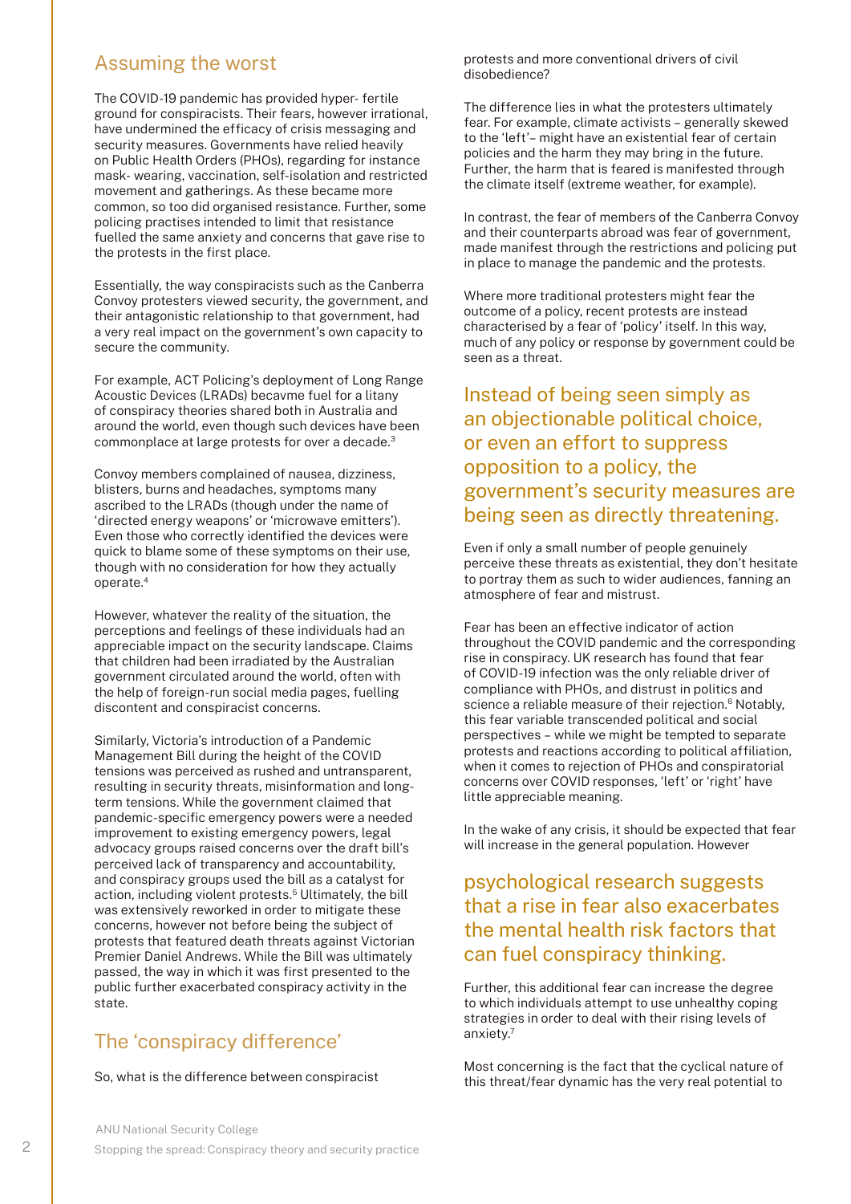## Assuming the worst

The COVID-19 pandemic has provided hyper- fertile ground for conspiracists. Their fears, however irrational, have undermined the efficacy of crisis messaging and security measures. Governments have relied heavily on Public Health Orders (PHOs), regarding for instance mask- wearing, vaccination, self-isolation and restricted movement and gatherings. As these became more common, so too did organised resistance. Further, some policing practises intended to limit that resistance fuelled the same anxiety and concerns that gave rise to the protests in the first place.

Essentially, the way conspiracists such as the Canberra Convoy protesters viewed security, the government, and their antagonistic relationship to that government, had a very real impact on the government's own capacity to secure the community.

For example, ACT Policing's deployment of Long Range Acoustic Devices (LRADs) becavme fuel for a litany of conspiracy theories shared both in Australia and around the world, even though such devices have been commonplace at large protests for over a decade.[3]

Convoy members complained of nausea, dizziness, blisters, burns and headaches, symptoms many ascribed to the LRADs (though under the name of 'directed energy weapons' or 'microwave emitters'). Even those who correctly identified the devices were quick to blame some of these symptoms on their use, though with no consideration for how they actually operate.[4]

However, whatever the reality of the situation, the perceptions and feelings of these individuals had an appreciable impact on the security landscape. Claims that children had been irradiated by the Australian government circulated around the world, often with the help of foreign-run social media pages, fuelling discontent and conspiracist concerns.

Similarly, Victoria's introduction of a Pandemic Management Bill during the height of the COVID tensions was perceived as rushed and untransparent, resulting in security threats, misinformation and long-term tensions. While the government claimed that pandemic-specific emergency powers were a needed improvement to existing emergency powers, legal advocacy groups raised concerns over the draft bill's perceived lack of transparency and accountability, and conspiracy groups used the bill as a catalyst for action, including violent protests.[5] Ultimately, the bill was extensively reworked in order to mitigate these concerns, however not before being the subject of protests that featured death threats against Victorian Premier Daniel Andrews. While the Bill was ultimately passed, the way in which it was first presented to the public further exacerbated conspiracy activity in the state.

## The 'conspiracy difference'

So, what is the difference between conspiracist protests and more conventional drivers of civil disobedience?

The difference lies in what the protesters ultimately fear. For example, climate activists – generally skewed to the 'left'– might have an existential fear of certain policies and the harm they may bring in the future. Further, the harm that is feared is manifested through the climate itself (extreme weather, for example).

In contrast, the fear of members of the Canberra Convoy and their counterparts abroad was fear of government, made manifest through the restrictions and policing put in place to manage the pandemic and the protests.

Where more traditional protesters might fear the outcome of a policy, recent protests are instead characterised by a fear of 'policy' itself. In this way, much of any policy or response by government could be seen as a threat.

> Instead of being seen simply as an objectionable political choice, or even an effort to suppress opposition to a policy, the government's security measures are being seen as directly threatening.

Even if only a small number of people genuinely perceive these threats as existential, they don't hesitate to portray them as such to wider audiences, fanning an atmosphere of fear and mistrust.

Fear has been an effective indicator of action throughout the COVID pandemic and the corresponding rise in conspiracy. UK research has found that fear of COVID-19 infection was the only reliable driver of compliance with PHOs, and distrust in politics and science a reliable measure of their rejection.[6] Notably, this fear variable transcended political and social perspectives – while we might be tempted to separate protests and reactions according to political affiliation, when it comes to rejection of PHOs and conspiratorial concerns over COVID responses, 'left' or 'right' have little appreciable meaning.

In the wake of any crisis, it should be expected that fear will increase in the general population. However

> psychological research suggests that a rise in fear also exacerbates the mental health risk factors that can fuel conspiracy thinking.

Further, this additional fear can increase the degree to which individuals attempt to use unhealthy coping strategies in order to deal with their rising levels of anxiety.[7]

Most concerning is the fact that the cyclical nature of this threat/fear dynamic has the very real potential to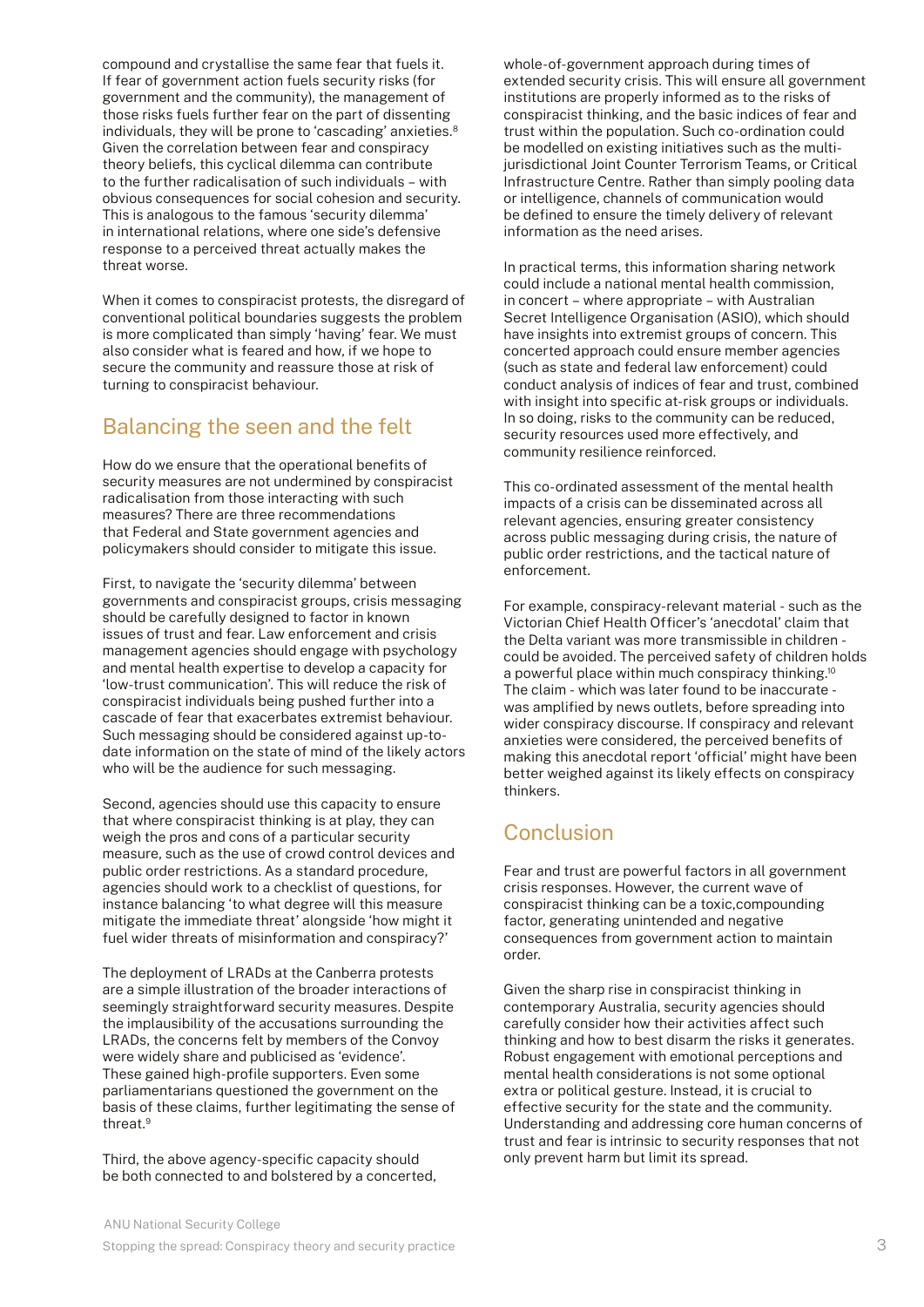compound and crystallise the same fear that fuels it. If fear of government action fuels security risks (for government and the community), the management of those risks fuels further fear on the part of dissenting individuals, they will be prone to 'cascading' anxieties.[8] Given the correlation between fear and conspiracy theory beliefs, this cyclical dilemma can contribute to the further radicalisation of such individuals – with obvious consequences for social cohesion and security. This is analogous to the famous 'security dilemma' in international relations, where one side's defensive response to a perceived threat actually makes the threat worse.

When it comes to conspiracist protests, the disregard of conventional political boundaries suggests the problem is more complicated than simply 'having' fear. We must also consider what is feared and how, if we hope to secure the community and reassure those at risk of turning to conspiracist behaviour.

## Balancing the seen and the felt

How do we ensure that the operational benefits of security measures are not undermined by conspiracist radicalisation from those interacting with such measures? There are three recommendations that Federal and State government agencies and policymakers should consider to mitigate this issue.

First, to navigate the 'security dilemma' between governments and conspiracist groups, crisis messaging should be carefully designed to factor in known issues of trust and fear. Law enforcement and crisis management agencies should engage with psychology and mental health expertise to develop a capacity for 'low-trust communication'. This will reduce the risk of conspiracist individuals being pushed further into a cascade of fear that exacerbates extremist behaviour. Such messaging should be considered against up-to-date information on the state of mind of the likely actors who will be the audience for such messaging.

Second, agencies should use this capacity to ensure that where conspiracist thinking is at play, they can weigh the pros and cons of a particular security measure, such as the use of crowd control devices and public order restrictions. As a standard procedure, agencies should work to a checklist of questions, for instance balancing 'to what degree will this measure mitigate the immediate threat' alongside 'how might it fuel wider threats of misinformation and conspiracy?'

The deployment of LRADs at the Canberra protests are a simple illustration of the broader interactions of seemingly straightforward security measures. Despite the implausibility of the accusations surrounding the LRADs, the concerns felt by members of the Convoy were widely share and publicised as 'evidence'. These gained high-profile supporters. Even some parliamentarians questioned the government on the basis of these claims, further legitimating the sense of threat.[9]

Third, the above agency-specific capacity should be both connected to and bolstered by a concerted, whole-of-government approach during times of extended security crisis. This will ensure all government institutions are properly informed as to the risks of conspiracist thinking, and the basic indices of fear and trust within the population. Such co-ordination could be modelled on existing initiatives such as the multi-jurisdictional Joint Counter Terrorism Teams, or Critical Infrastructure Centre. Rather than simply pooling data or intelligence, channels of communication would be defined to ensure the timely delivery of relevant information as the need arises.

In practical terms, this information sharing network could include a national mental health commission, in concert – where appropriate – with Australian Secret Intelligence Organisation (ASIO), which should have insights into extremist groups of concern. This concerted approach could ensure member agencies (such as state and federal law enforcement) could conduct analysis of indices of fear and trust, combined with insight into specific at-risk groups or individuals. In so doing, risks to the community can be reduced, security resources used more effectively, and community resilience reinforced.

This co-ordinated assessment of the mental health impacts of a crisis can be disseminated across all relevant agencies, ensuring greater consistency across public messaging during crisis, the nature of public order restrictions, and the tactical nature of enforcement.

For example, conspiracy-relevant material - such as the Victorian Chief Health Officer's 'anecdotal' claim that the Delta variant was more transmissible in children - could be avoided. The perceived safety of children holds a powerful place within much conspiracy thinking.[10] The claim - which was later found to be inaccurate - was amplified by news outlets, before spreading into wider conspiracy discourse. If conspiracy and relevant anxieties were considered, the perceived benefits of making this anecdotal report 'official' might have been better weighed against its likely effects on conspiracy thinkers.

## Conclusion

Fear and trust are powerful factors in all government crisis responses. However, the current wave of conspiracist thinking can be a toxic,compounding factor, generating unintended and negative consequences from government action to maintain order.

Given the sharp rise in conspiracist thinking in contemporary Australia, security agencies should carefully consider how their activities affect such thinking and how to best disarm the risks it generates. Robust engagement with emotional perceptions and mental health considerations is not some optional extra or political gesture. Instead, it is crucial to effective security for the state and the community. Understanding and addressing core human concerns of trust and fear is intrinsic to security responses that not only prevent harm but limit its spread.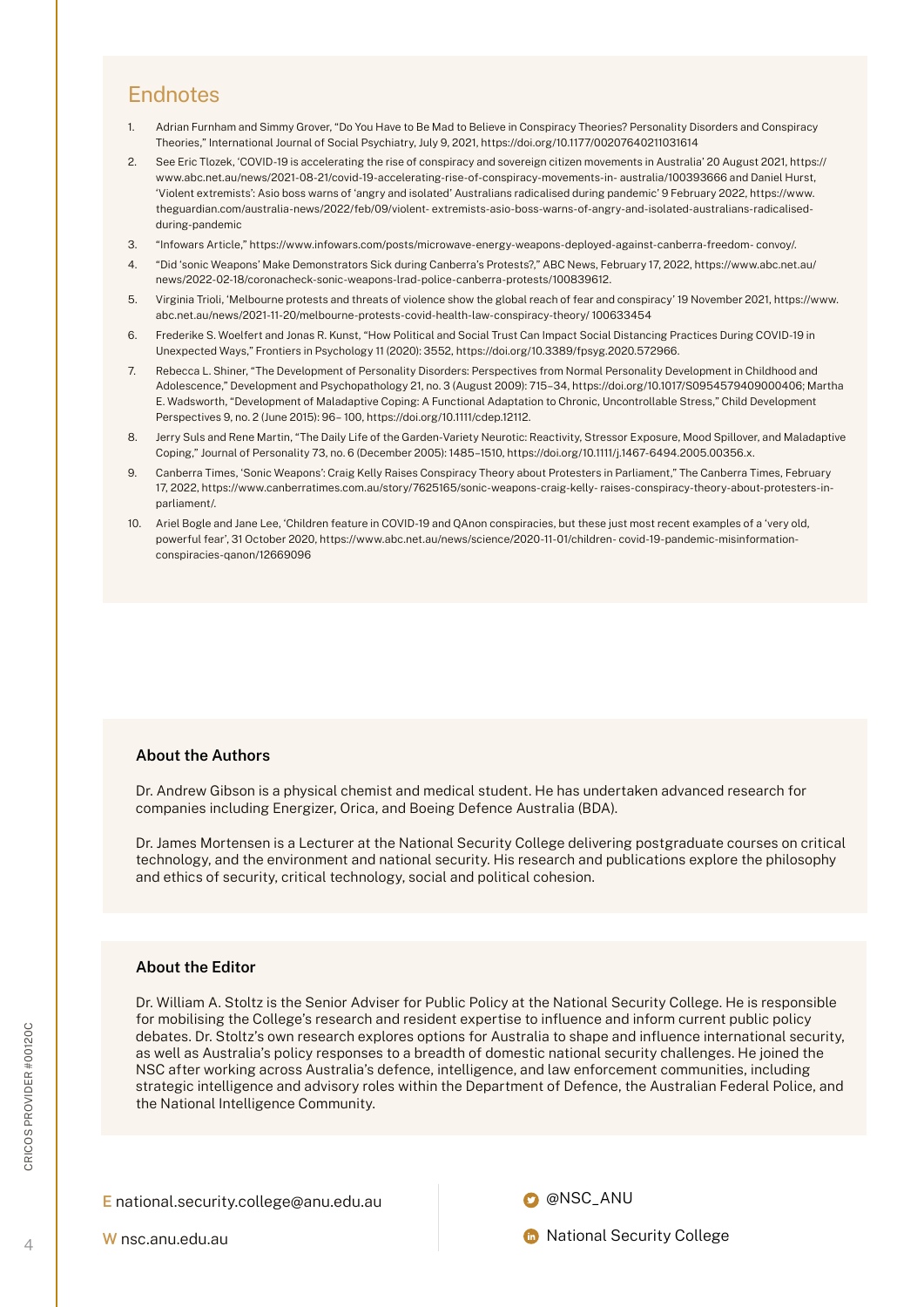## Endnotes

1. Adrian Furnham and Simmy Grover, "Do You Have to Be Mad to Believe in Conspiracy Theories? Personality Disorders and Conspiracy Theories," International Journal of Social Psychiatry, July 9, 2021, https://doi.org/10.1177/00207640211031614
2. See Eric Tlozek, 'COVID-19 is accelerating the rise of conspiracy and sovereign citizen movements in Australia' 20 August 2021, https://www.abc.net.au/news/2021-08-21/covid-19-accelerating-rise-of-conspiracy-movements-in- australia/100393666 and Daniel Hurst, 'Violent extremists': Asio boss warns of 'angry and isolated' Australians radicalised during pandemic' 9 February 2022, https://www.theguardian.com/australia-news/2022/feb/09/violent- extremists-asio-boss-warns-of-angry-and-isolated-australians-radicalised-during-pandemic
3. "Infowars Article," https://www.infowars.com/posts/microwave-energy-weapons-deployed-against-canberra-freedom- convoy/.
4. "Did 'sonic Weapons' Make Demonstrators Sick during Canberra's Protests?," ABC News, February 17, 2022, https://www.abc.net.au/news/2022-02-18/coronacheck-sonic-weapons-lrad-police-canberra-protests/100839612.
5. Virginia Trioli, 'Melbourne protests and threats of violence show the global reach of fear and conspiracy' 19 November 2021, https://www.abc.net.au/news/2021-11-20/melbourne-protests-covid-health-law-conspiracy-theory/ 100633454
6. Frederike S. Woelfert and Jonas R. Kunst, "How Political and Social Trust Can Impact Social Distancing Practices During COVID-19 in Unexpected Ways," Frontiers in Psychology 11 (2020): 3552, https://doi.org/10.3389/fpsyg.2020.572966.
7. Rebecca L. Shiner, "The Development of Personality Disorders: Perspectives from Normal Personality Development in Childhood and Adolescence," Development and Psychopathology 21, no. 3 (August 2009): 715–34, https://doi.org/10.1017/S0954579409000406; Martha E. Wadsworth, "Development of Maladaptive Coping: A Functional Adaptation to Chronic, Uncontrollable Stress," Child Development Perspectives 9, no. 2 (June 2015): 96– 100, https://doi.org/10.1111/cdep.12112.
8. Jerry Suls and Rene Martin, "The Daily Life of the Garden-Variety Neurotic: Reactivity, Stressor Exposure, Mood Spillover, and Maladaptive Coping," Journal of Personality 73, no. 6 (December 2005): 1485–1510, https://doi.org/10.1111/j.1467-6494.2005.00356.x.
9. Canberra Times, 'Sonic Weapons': Craig Kelly Raises Conspiracy Theory about Protesters in Parliament," The Canberra Times, February 17, 2022, https://www.canberratimes.com.au/story/7625165/sonic-weapons-craig-kelly- raises-conspiracy-theory-about-protesters-in-parliament/.
10. Ariel Bogle and Jane Lee, 'Children feature in COVID-19 and QAnon conspiracies, but these just most recent examples of a 'very old, powerful fear', 31 October 2020, https://www.abc.net.au/news/science/2020-11-01/children- covid-19-pandemic-misinformation-conspiracies-qanon/12669096

### About the Authors

Dr. Andrew Gibson is a physical chemist and medical student. He has undertaken advanced research for companies including Energizer, Orica, and Boeing Defence Australia (BDA).

Dr. James Mortensen is a Lecturer at the National Security College delivering postgraduate courses on critical technology, and the environment and national security. His research and publications explore the philosophy and ethics of security, critical technology, social and political cohesion.

### About the Editor

Dr. William A. Stoltz is the Senior Adviser for Public Policy at the National Security College. He is responsible for mobilising the College's research and resident expertise to influence and inform current public policy debates. Dr. Stoltz's own research explores options for Australia to shape and influence international security, as well as Australia's policy responses to a breadth of domestic national security challenges. He joined the NSC after working across Australia's defence, intelligence, and law enforcement communities, including strategic intelligence and advisory roles within the Department of Defence, the Australian Federal Police, and the National Intelligence Community.

E national.security.college@anu.edu.au

W nsc.anu.edu.au

@NSC_ANU

National Security College

CRICOS PROVIDER #00120C